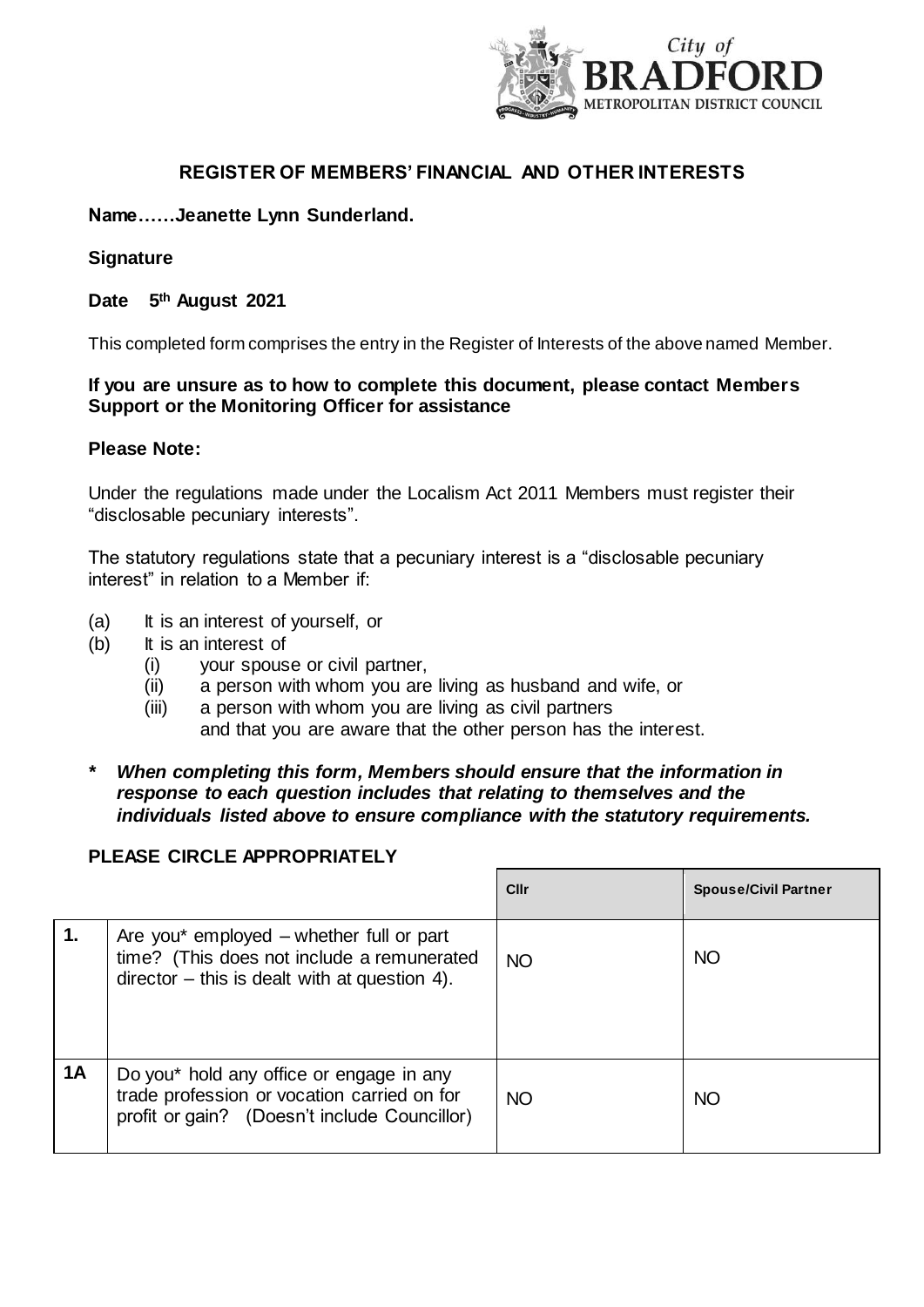**City of BRADFORD METROPOLITAN DISTRICT COUNCIL**

## REGISTER OF MEMBERS' FINANCIAL AND OTHER INTERESTS

**Name……Jeanette Lynn Sunderland.**

**Signature**

**Date 5th August 2021**

This completed form comprises the entry in the Register of Interests of the above named Member.

**If you are unsure as to how to complete this document, please contact Members Support or the Monitoring Officer for assistance**

**Please Note:**

Under the regulations made under the Localism Act 2011 Members must register their "disclosable pecuniary interests".

The statutory regulations state that a pecuniary interest is a "disclosable pecuniary interest" in relation to a Member if:

(a) It is an interest of yourself, or
(b) It is an interest of
  (i) your spouse or civil partner,
  (ii) a person with whom you are living as husband and wife, or
  (iii) a person with whom you are living as civil partners
  and that you are aware that the other person has the interest.

**\*** ***When completing this form, Members should ensure that the information in response to each question includes that relating to themselves and the individuals listed above to ensure compliance with the statutory requirements.***

**PLEASE CIRCLE APPROPRIATELY**

| | | Cllr | Spouse/Civil Partner |
|---|---|---|---|
| **1.** | Are you* employed – whether full or part time? (This does not include a remunerated director – this is dealt with at question 4). | NO | NO |
| **1A** | Do you* hold any office or engage in any trade profession or vocation carried on for profit or gain? (Doesn't include Councillor) | NO | NO |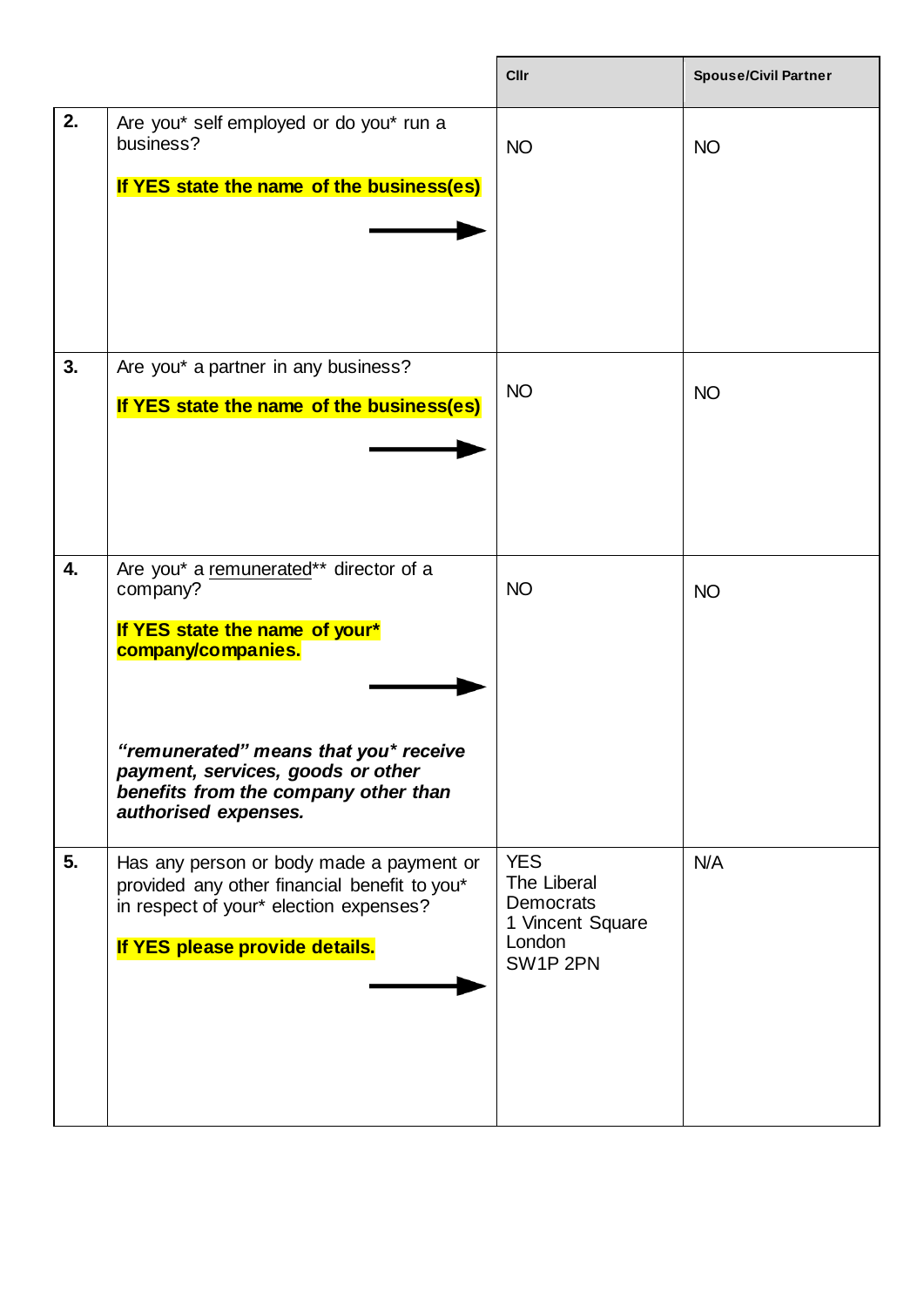| | | Cllr | Spouse/Civil Partner |
|---|---|---|---|
| **2.** | Are you* self employed or do you* run a business?<br><br>**If YES state the name of the business(es)** | NO | NO |
| **3.** | Are you* a partner in any business?<br><br>**If YES state the name of the business(es)** | NO | NO |
| **4.** | Are you* a remunerated** director of a company?<br><br>**If YES state the name of your* company/companies.**<br><br>***"remunerated" means that you* receive payment, services, goods or other benefits from the company other than authorised expenses.*** | NO | NO |
| **5.** | Has any person or body made a payment or provided any other financial benefit to you* in respect of your* election expenses?<br><br>**If YES please provide details.** | YES<br>The Liberal Democrats<br>1 Vincent Square<br>London<br>SW1P 2PN | N/A |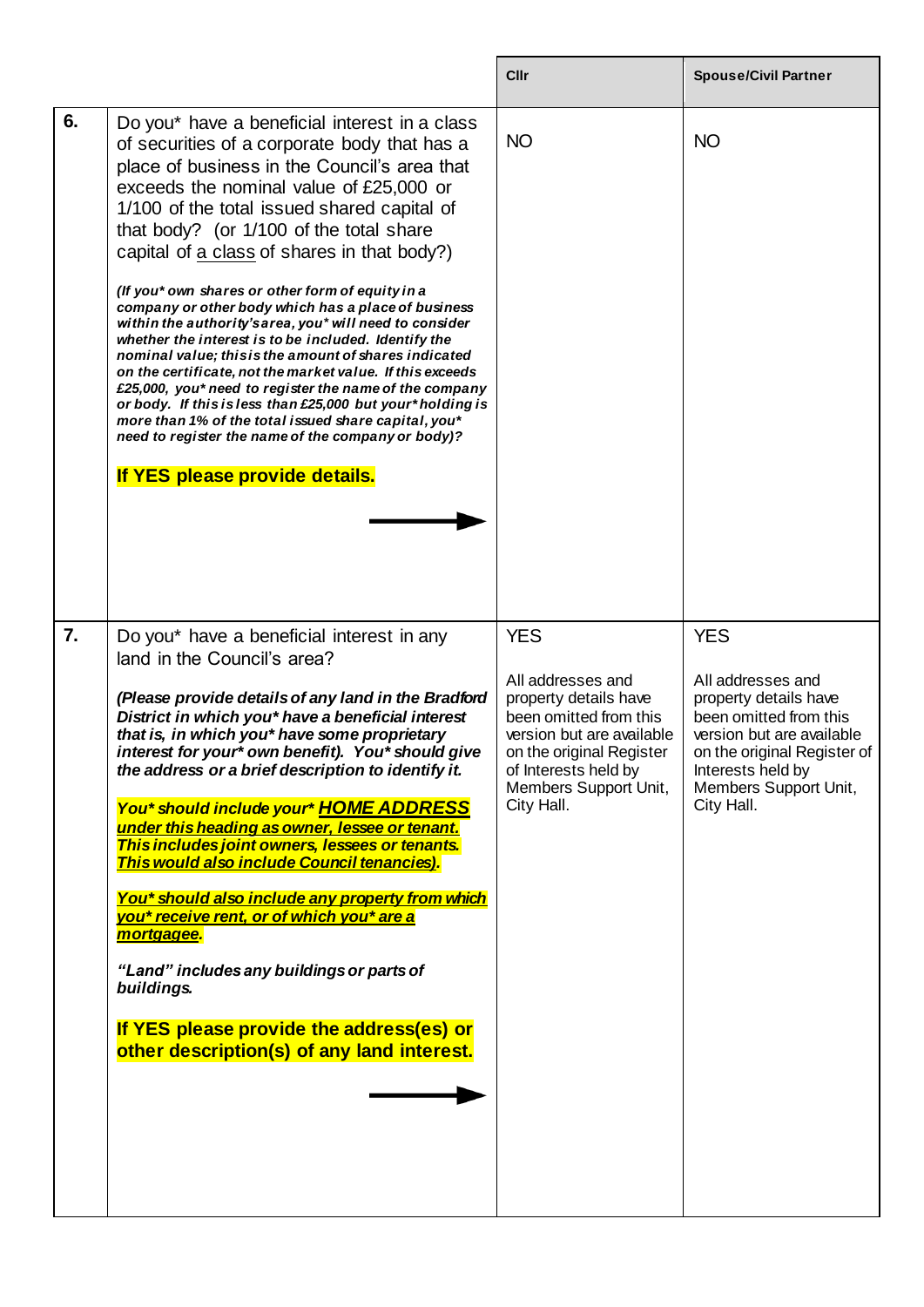| | | Cllr | Spouse/Civil Partner |
|---|---|---|---|
| 6. | Do you* have a beneficial interest in a class of securities of a corporate body that has a place of business in the Council's area that exceeds the nominal value of £25,000 or 1/100 of the total issued shared capital of that body? (or 1/100 of the total share capital of a class of shares in that body?)<br><br>***(If you* own shares or other form of equity in a company or other body which has a place of business within the authority's area, you* will need to consider whether the interest is to be included. Identify the nominal value; this is the amount of shares indicated on the certificate, not the market value. If this exceeds £25,000, you* need to register the name of the company or body. If this is less than £25,000 but your* holding is more than 1% of the total issued share capital, you* need to register the name of the company or body)?***<br><br>**If YES please provide details.**<br><br>→ | NO | NO |
| 7. | Do you* have a beneficial interest in any land in the Council's area?<br><br>***(Please provide details of any land in the Bradford District in which you* have a beneficial interest that is, in which you* have some proprietary interest for your* own benefit). You* should give the address or a brief description to identify it.***<br><br>***You* should include your* HOME ADDRESS under this heading as owner, lessee or tenant. This includes joint owners, lessees or tenants. This would also include Council tenancies).***<br><br>***You* should also include any property from which you* receive rent, or of which you* are a mortgagee.***<br><br>***"Land" includes any buildings or parts of buildings.***<br><br>**If YES please provide the address(es) or other description(s) of any land interest.**<br><br>→ | YES<br><br>All addresses and property details have been omitted from this version but are available on the original Register of Interests held by Members Support Unit, City Hall. | YES<br><br>All addresses and property details have been omitted from this version but are available on the original Register of Interests held by Members Support Unit, City Hall. |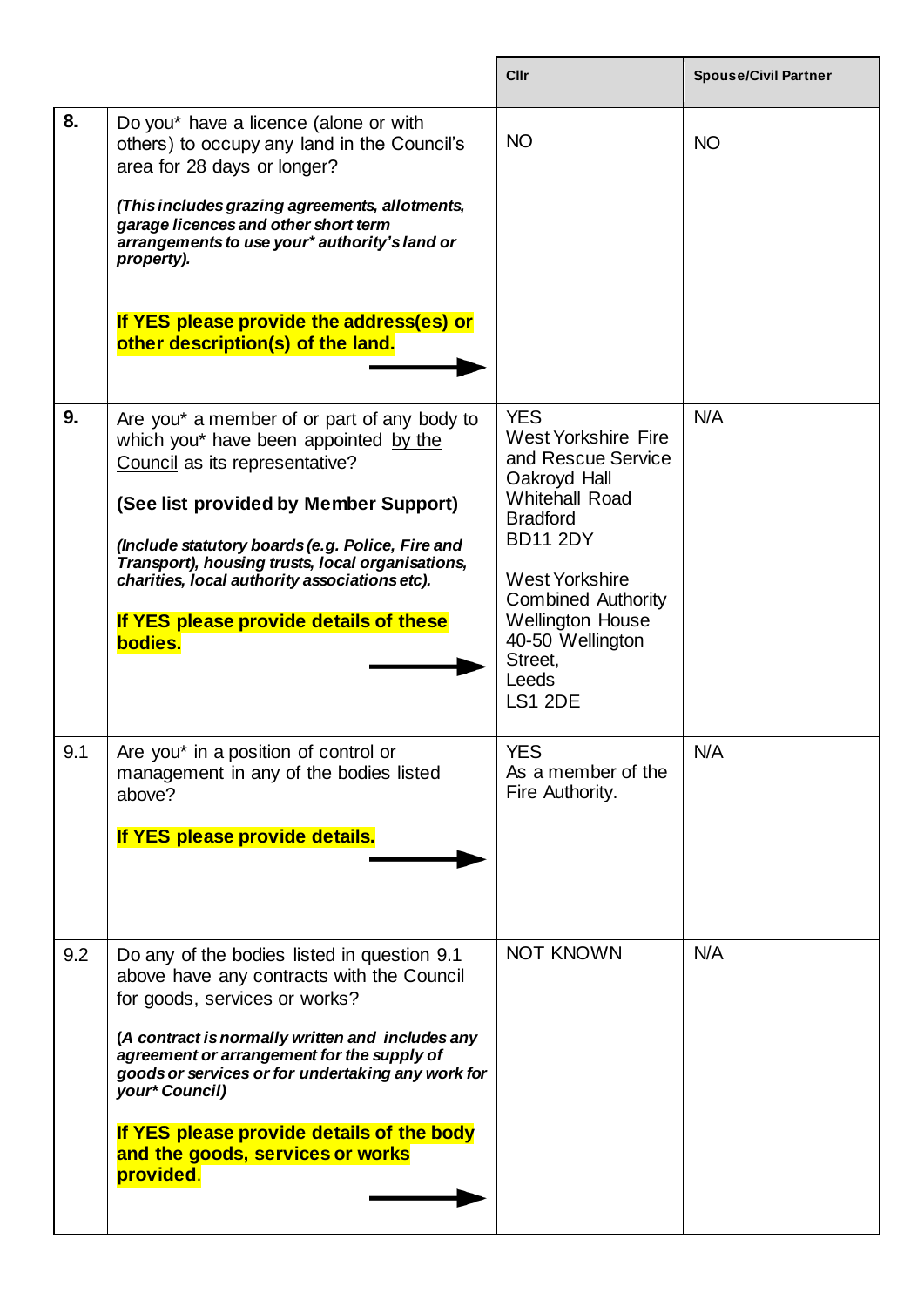| | | Cllr | Spouse/Civil Partner |
|---|---|---|---|
| **8.** | Do you* have a licence (alone or with others) to occupy any land in the Council's area for 28 days or longer?<br><br>***(This includes grazing agreements, allotments, garage licences and other short term arrangements to use your* authority's land or property).***<br><br>**If YES please provide the address(es) or other description(s) of the land.** | NO | NO |
| **9.** | Are you* a member of or part of any body to which you* have been appointed <u>by the Council</u> as its representative?<br><br>**(See list provided by Member Support)**<br><br>***(Include statutory boards (e.g. Police, Fire and Transport), housing trusts, local organisations, charities, local authority associations etc).***<br><br>**If YES please provide details of these bodies.** | YES<br>West Yorkshire Fire and Rescue Service<br>Oakroyd Hall<br>Whitehall Road<br>Bradford<br>BD11 2DY<br><br>West Yorkshire Combined Authority<br>Wellington House<br>40-50 Wellington Street,<br>Leeds<br>LS1 2DE | N/A |
| 9.1 | Are you* in a position of control or management in any of the bodies listed above?<br><br>**If YES please provide details.** | YES<br>As a member of the Fire Authority. | N/A |
| 9.2 | Do any of the bodies listed in question 9.1 above have any contracts with the Council for goods, services or works?<br><br>***(A contract is normally written and includes any agreement or arrangement for the supply of goods or services or for undertaking any work for your* Council)***<br><br>**If YES please provide details of the body and the goods, services or works provided.** | NOT KNOWN | N/A |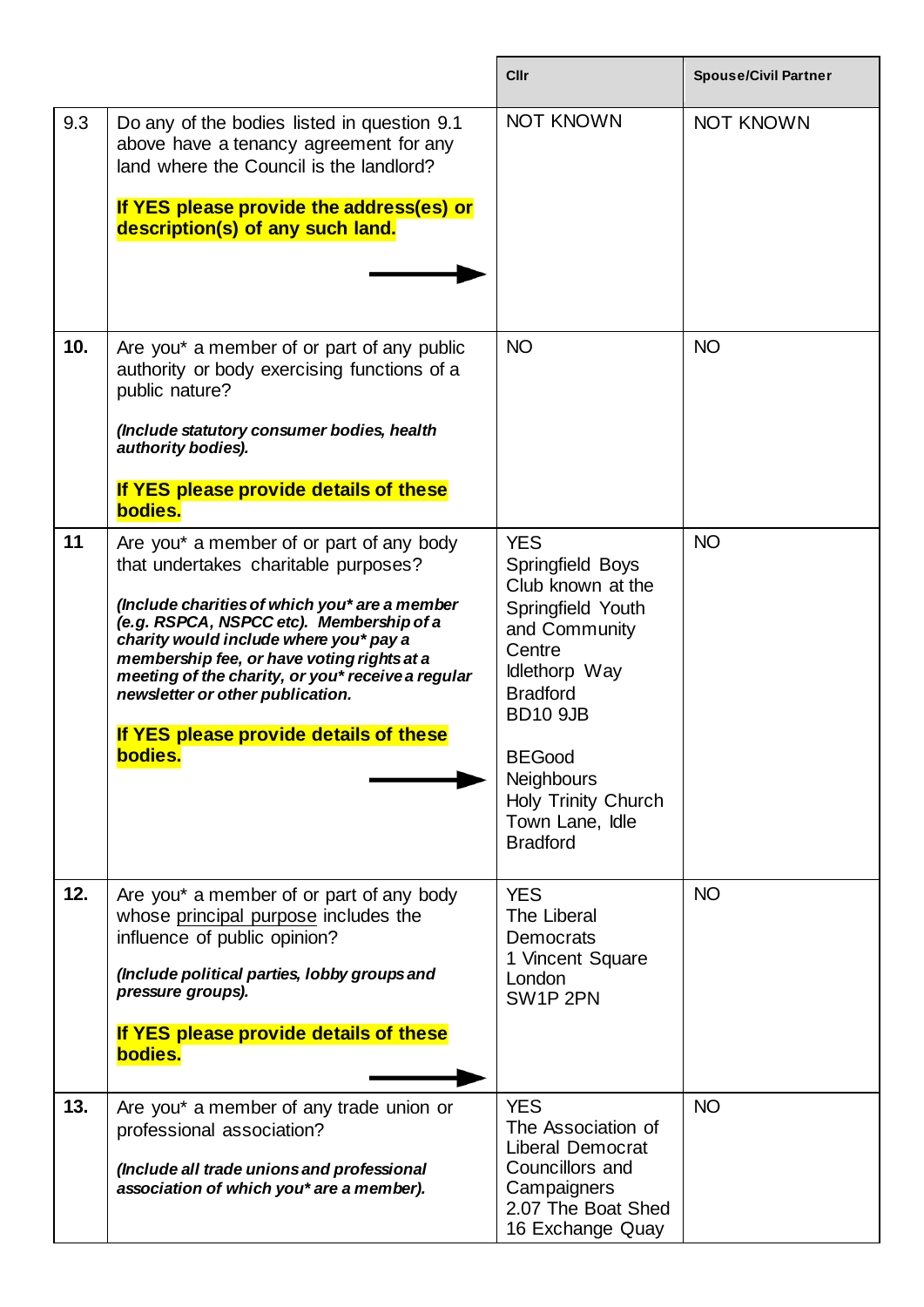| | | Cllr | Spouse/Civil Partner |
|---|---|---|---|
| 9.3 | Do any of the bodies listed in question 9.1 above have a tenancy agreement for any land where the Council is the landlord?<br><br>**If YES please provide the address(es) or description(s) of any such land.** | NOT KNOWN | NOT KNOWN |
| **10.** | Are you* a member of or part of any public authority or body exercising functions of a public nature?<br><br>***(Include statutory consumer bodies, health authority bodies).***<br><br>**If YES please provide details of these bodies.** | NO | NO |
| **11** | Are you* a member of or part of any body that undertakes charitable purposes?<br><br>***(Include charities of which you* are a member (e.g. RSPCA, NSPCC etc). Membership of a charity would include where you* pay a membership fee, or have voting rights at a meeting of the charity, or you* receive a regular newsletter or other publication.***<br><br>**If YES please provide details of these bodies.** | YES<br>Springfield Boys Club known at the Springfield Youth and Community Centre<br>Idlethorp Way<br>Bradford<br>BD10 9JB<br><br>BEGood Neighbours<br>Holy Trinity Church<br>Town Lane, Idle<br>Bradford | NO |
| **12.** | Are you* a member of or part of any body whose principal purpose includes the influence of public opinion?<br><br>***(Include political parties, lobby groups and pressure groups).***<br><br>**If YES please provide details of these bodies.** | YES<br>The Liberal Democrats<br>1 Vincent Square<br>London<br>SW1P 2PN | NO |
| **13.** | Are you* a member of any trade union or professional association?<br><br>***(Include all trade unions and professional association of which you* are a member).*** | YES<br>The Association of Liberal Democrat Councillors and Campaigners<br>2.07 The Boat Shed<br>16 Exchange Quay | NO |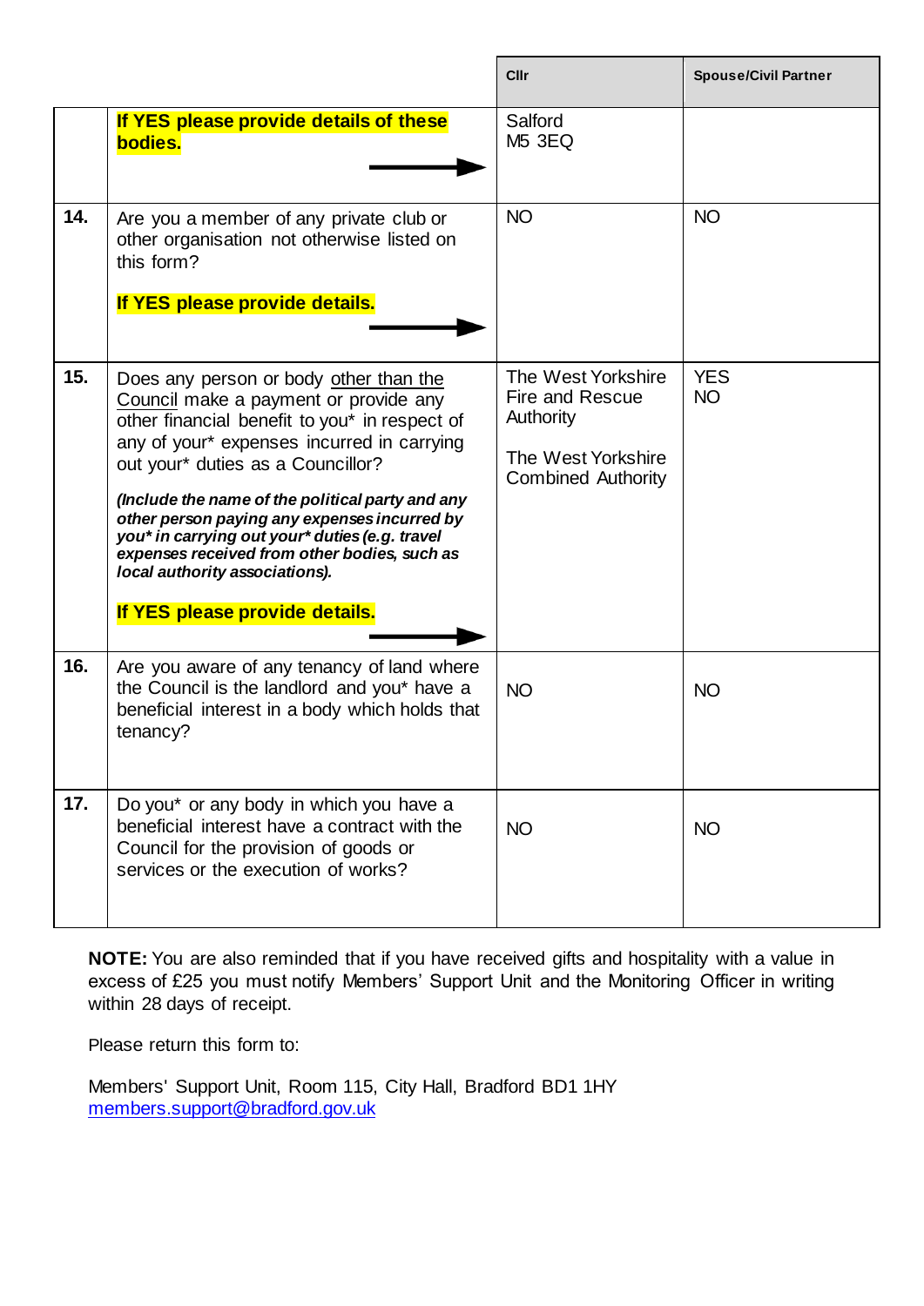| | | Cllr | Spouse/Civil Partner |
|---|---|---|---|
| | **If YES please provide details of these bodies.** → | Salford M5 3EQ | |
| **14.** | Are you a member of any private club or other organisation not otherwise listed on this form?<br><br>**If YES please provide details.** → | NO | NO |
| **15.** | Does any person or body <u>other than the Council</u> make a payment or provide any other financial benefit to you* in respect of any of your* expenses incurred in carrying out your* duties as a Councillor?<br><br>***(Include the name of the political party and any other person paying any expenses incurred by you* in carrying out your* duties (e.g. travel expenses received from other bodies, such as local authority associations).***<br><br>**If YES please provide details.** → | The West Yorkshire Fire and Rescue Authority<br><br>The West Yorkshire Combined Authority | YES<br>NO |
| **16.** | Are you aware of any tenancy of land where the Council is the landlord and you* have a beneficial interest in a body which holds that tenancy? | NO | NO |
| **17.** | Do you* or any body in which you have a beneficial interest have a contract with the Council for the provision of goods or services or the execution of works? | NO | NO |

**NOTE:** You are also reminded that if you have received gifts and hospitality with a value in excess of £25 you must notify Members' Support Unit and the Monitoring Officer in writing within 28 days of receipt.

Please return this form to:

Members' Support Unit, Room 115, City Hall, Bradford BD1 1HY
members.support@bradford.gov.uk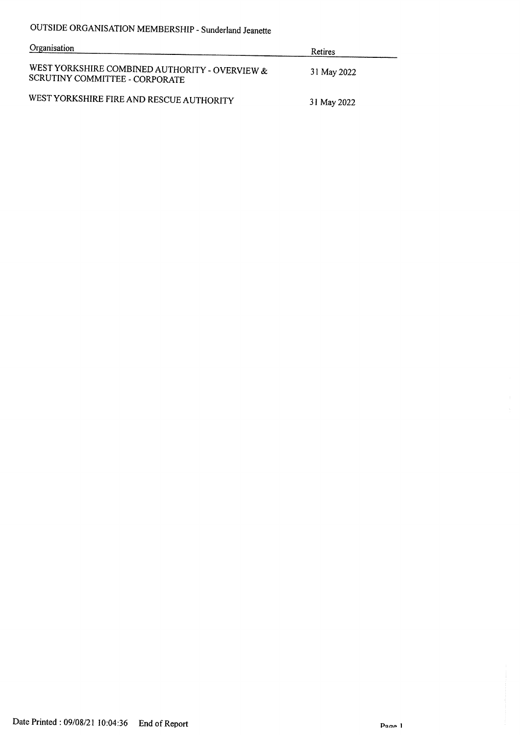# OUTSIDE ORGANISATION MEMBERSHIP - Sunderland Jeanette

| Organisation | Retires |
| --- | --- |
| WEST YORKSHIRE COMBINED AUTHORITY - OVERVIEW & SCRUTINY COMMITTEE - CORPORATE | 31 May 2022 |
| WEST YORKSHIRE FIRE AND RESCUE AUTHORITY | 31 May 2022 |

Date Printed : 09/08/21 10:04:36 End of Report